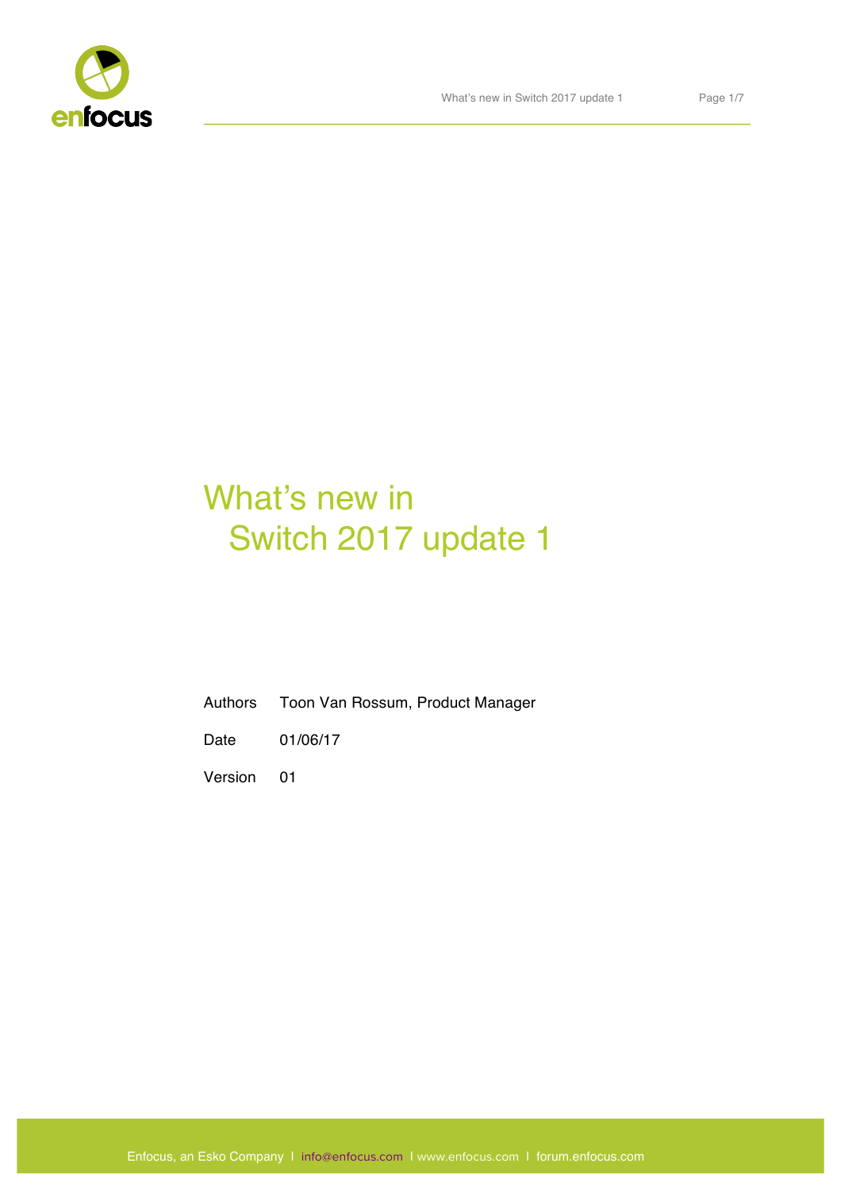# What's new in Switch 2017 update 1

| | |
|---|---|
| Authors | Toon Van Rossum, Product Manager |
| Date | 01/06/17 |
| Version | 01 |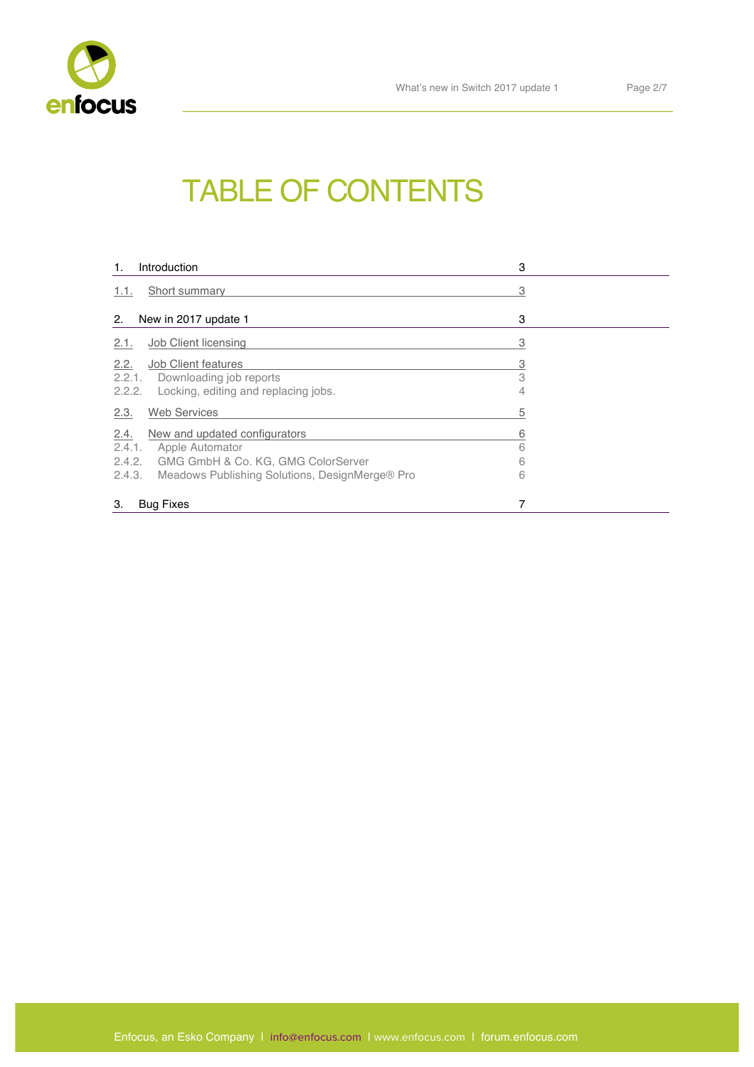# TABLE OF CONTENTS

| | | |
|---|---|---|
| 1. | Introduction | 3 |
| 1.1. | Short summary | 3 |
| 2. | New in 2017 update 1 | 3 |
| 2.1. | Job Client licensing | 3 |
| 2.2. | Job Client features | 3 |
| 2.2.1. | Downloading job reports | 3 |
| 2.2.2. | Locking, editing and replacing jobs. | 4 |
| 2.3. | Web Services | 5 |
| 2.4. | New and updated configurators | 6 |
| 2.4.1. | Apple Automator | 6 |
| 2.4.2. | GMG GmbH & Co. KG, GMG ColorServer | 6 |
| 2.4.3. | Meadows Publishing Solutions, DesignMerge® Pro | 6 |
| 3. | Bug Fixes | 7 |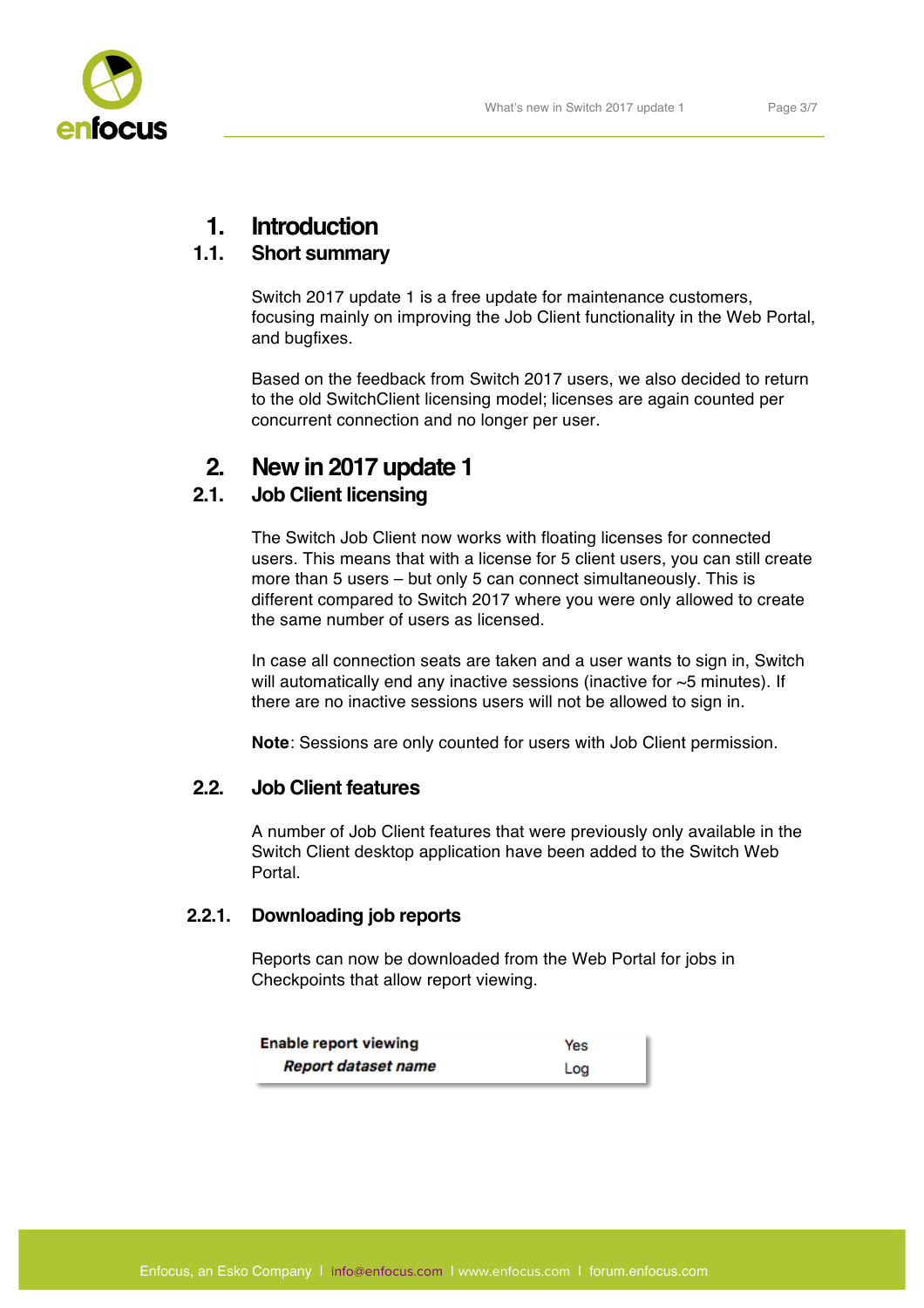# 1. Introduction

## 1.1. Short summary

Switch 2017 update 1 is a free update for maintenance customers, focusing mainly on improving the Job Client functionality in the Web Portal, and bugfixes.

Based on the feedback from Switch 2017 users, we also decided to return to the old SwitchClient licensing model; licenses are again counted per concurrent connection and no longer per user.

# 2. New in 2017 update 1

## 2.1. Job Client licensing

The Switch Job Client now works with floating licenses for connected users. This means that with a license for 5 client users, you can still create more than 5 users – but only 5 can connect simultaneously. This is different compared to Switch 2017 where you were only allowed to create the same number of users as licensed.

In case all connection seats are taken and a user wants to sign in, Switch will automatically end any inactive sessions (inactive for ~5 minutes). If there are no inactive sessions users will not be allowed to sign in.

**Note**: Sessions are only counted for users with Job Client permission.

## 2.2. Job Client features

A number of Job Client features that were previously only available in the Switch Client desktop application have been added to the Switch Web Portal.

### 2.2.1. Downloading job reports

Reports can now be downloaded from the Web Portal for jobs in Checkpoints that allow report viewing.

| | |
|---|---|
| **Enable report viewing** | Yes |
| ***Report dataset name*** | Log |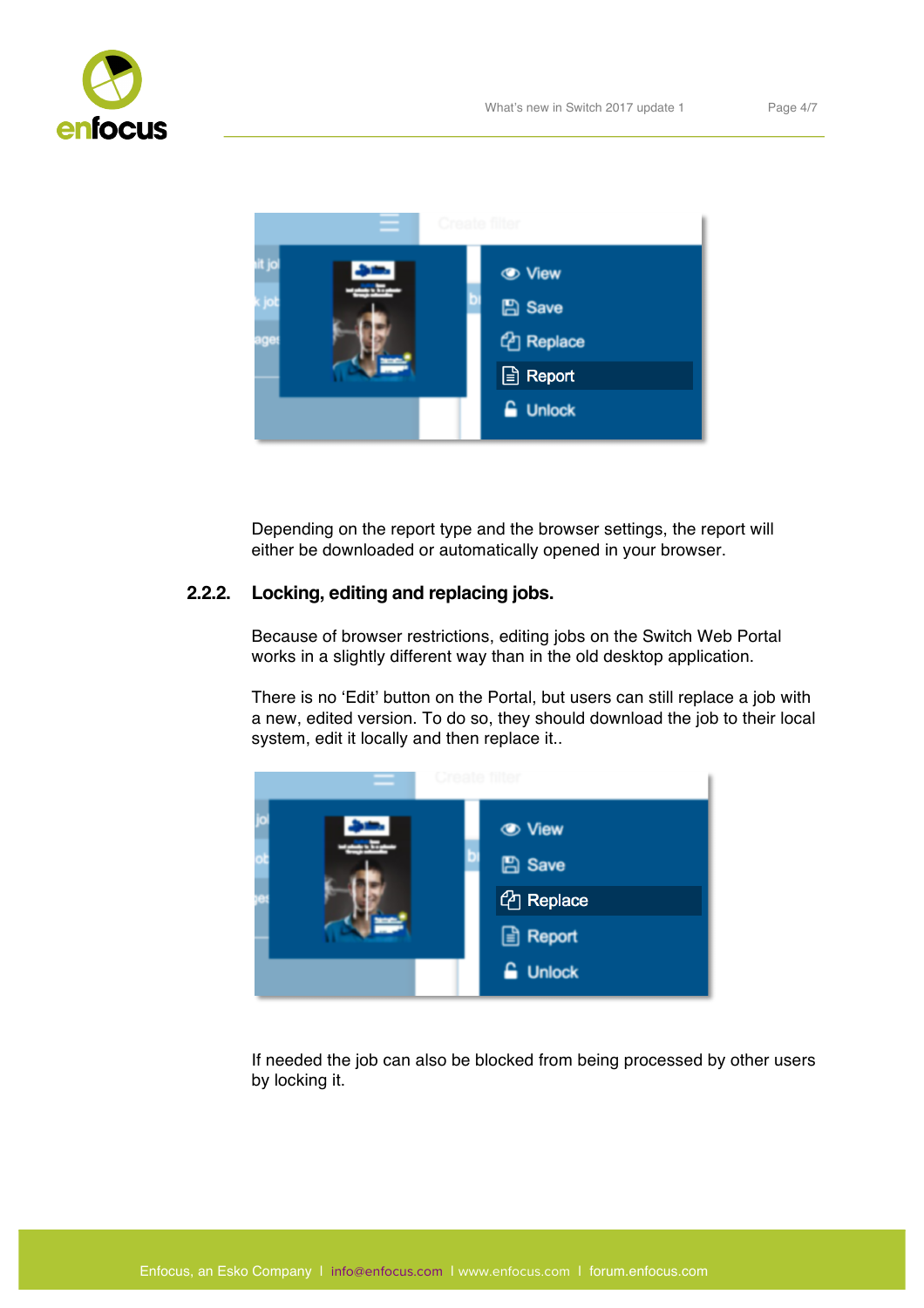Depending on the report type and the browser settings, the report will either be downloaded or automatically opened in your browser.

### 2.2.2. Locking, editing and replacing jobs.

Because of browser restrictions, editing jobs on the Switch Web Portal works in a slightly different way than in the old desktop application.

There is no 'Edit' button on the Portal, but users can still replace a job with a new, edited version. To do so, they should download the job to their local system, edit it locally and then replace it..

If needed the job can also be blocked from being processed by other users by locking it.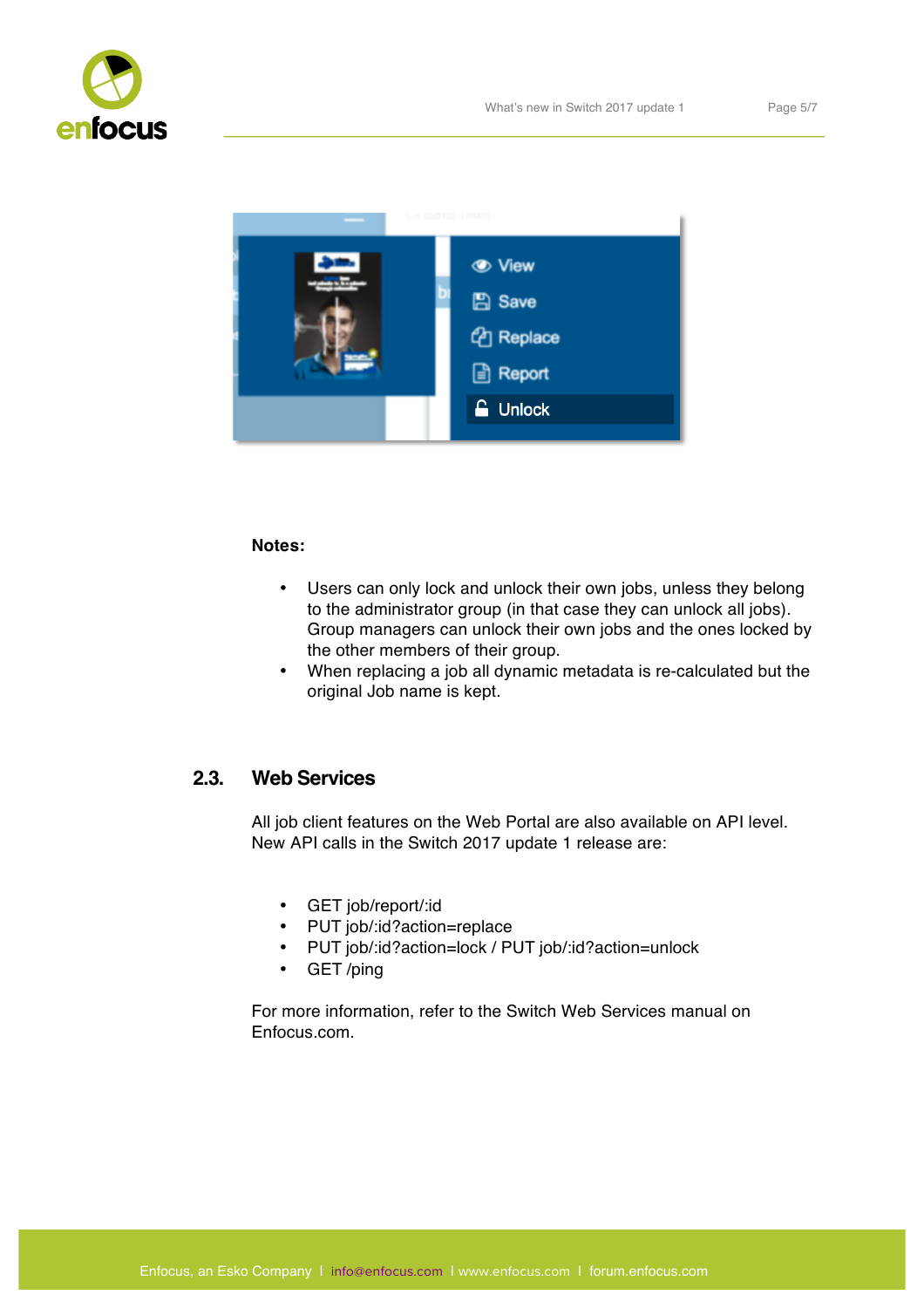**Notes:**

- Users can only lock and unlock their own jobs, unless they belong to the administrator group (in that case they can unlock all jobs). Group managers can unlock their own jobs and the ones locked by the other members of their group.
- When replacing a job all dynamic metadata is re-calculated but the original Job name is kept.

## 2.3. Web Services

All job client features on the Web Portal are also available on API level. New API calls in the Switch 2017 update 1 release are:

- GET job/report/:id
- PUT job/:id?action=replace
- PUT job/:id?action=lock / PUT job/:id?action=unlock
- GET /ping

For more information, refer to the Switch Web Services manual on Enfocus.com.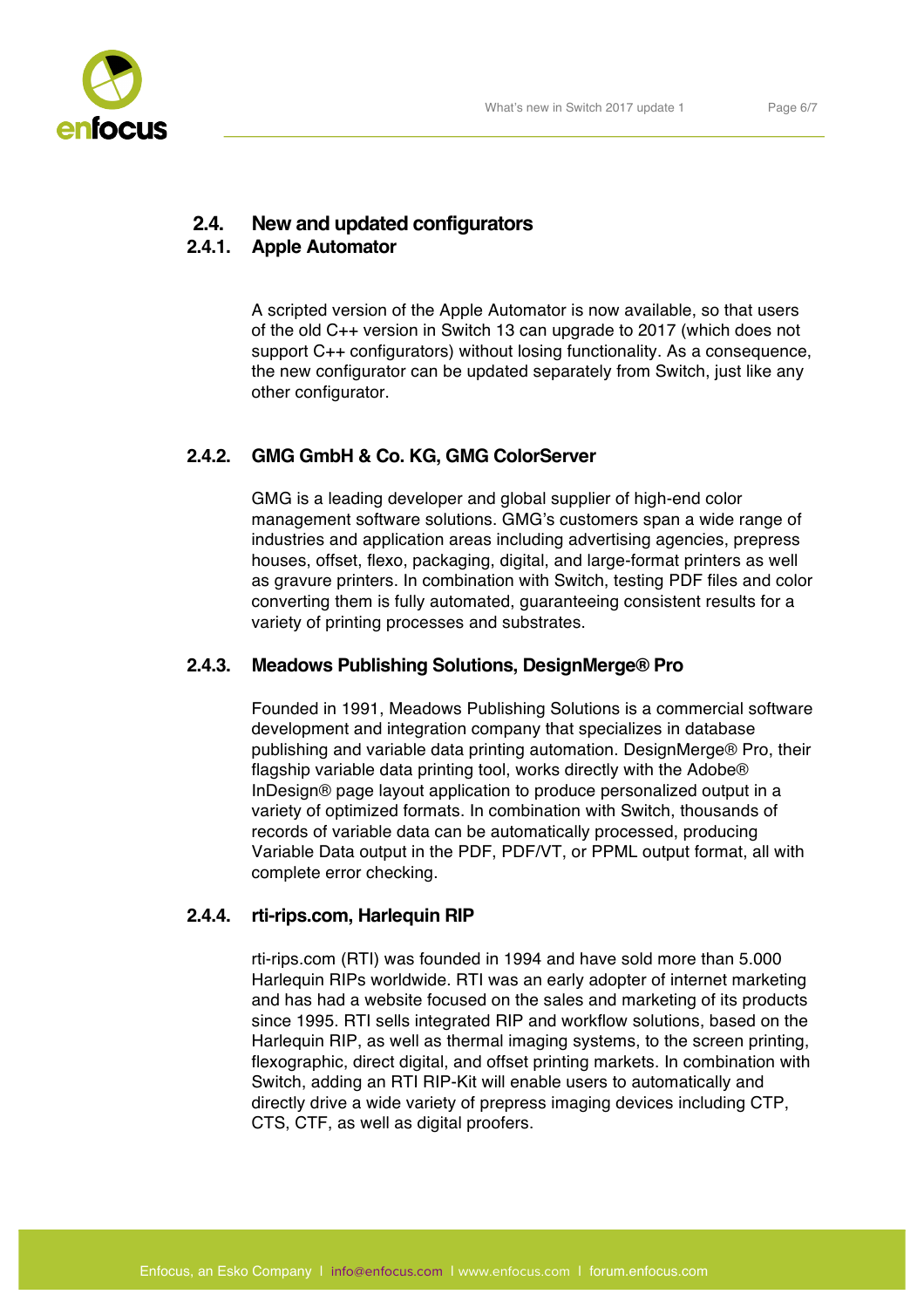## 2.4. New and updated configurators

### 2.4.1. Apple Automator

A scripted version of the Apple Automator is now available, so that users of the old C++ version in Switch 13 can upgrade to 2017 (which does not support C++ configurators) without losing functionality. As a consequence, the new configurator can be updated separately from Switch, just like any other configurator.

### 2.4.2. GMG GmbH & Co. KG, GMG ColorServer

GMG is a leading developer and global supplier of high-end color management software solutions. GMG's customers span a wide range of industries and application areas including advertising agencies, prepress houses, offset, flexo, packaging, digital, and large-format printers as well as gravure printers. In combination with Switch, testing PDF files and color converting them is fully automated, guaranteeing consistent results for a variety of printing processes and substrates.

### 2.4.3. Meadows Publishing Solutions, DesignMerge® Pro

Founded in 1991, Meadows Publishing Solutions is a commercial software development and integration company that specializes in database publishing and variable data printing automation. DesignMerge® Pro, their flagship variable data printing tool, works directly with the Adobe® InDesign® page layout application to produce personalized output in a variety of optimized formats. In combination with Switch, thousands of records of variable data can be automatically processed, producing Variable Data output in the PDF, PDF/VT, or PPML output format, all with complete error checking.

### 2.4.4. rti-rips.com, Harlequin RIP

rti-rips.com (RTI) was founded in 1994 and have sold more than 5.000 Harlequin RIPs worldwide. RTI was an early adopter of internet marketing and has had a website focused on the sales and marketing of its products since 1995. RTI sells integrated RIP and workflow solutions, based on the Harlequin RIP, as well as thermal imaging systems, to the screen printing, flexographic, direct digital, and offset printing markets. In combination with Switch, adding an RTI RIP-Kit will enable users to automatically and directly drive a wide variety of prepress imaging devices including CTP, CTS, CTF, as well as digital proofers.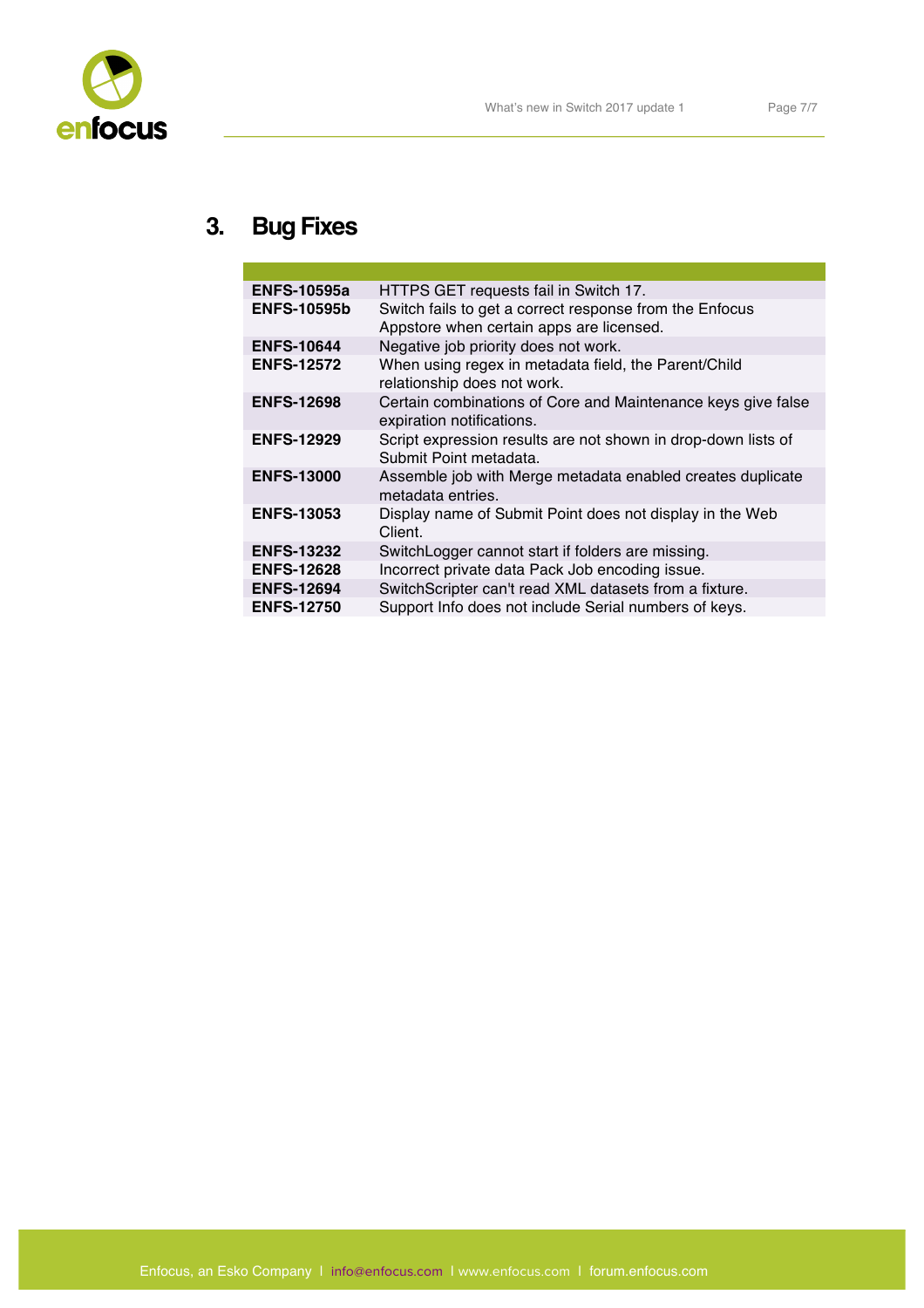## 3. Bug Fixes

| | |
|---|---|
| **ENFS-10595a** | HTTPS GET requests fail in Switch 17. |
| **ENFS-10595b** | Switch fails to get a correct response from the Enfocus Appstore when certain apps are licensed. |
| **ENFS-10644** | Negative job priority does not work. |
| **ENFS-12572** | When using regex in metadata field, the Parent/Child relationship does not work. |
| **ENFS-12698** | Certain combinations of Core and Maintenance keys give false expiration notifications. |
| **ENFS-12929** | Script expression results are not shown in drop-down lists of Submit Point metadata. |
| **ENFS-13000** | Assemble job with Merge metadata enabled creates duplicate metadata entries. |
| **ENFS-13053** | Display name of Submit Point does not display in the Web Client. |
| **ENFS-13232** | SwitchLogger cannot start if folders are missing. |
| **ENFS-12628** | Incorrect private data Pack Job encoding issue. |
| **ENFS-12694** | SwitchScripter can't read XML datasets from a fixture. |
| **ENFS-12750** | Support Info does not include Serial numbers of keys. |